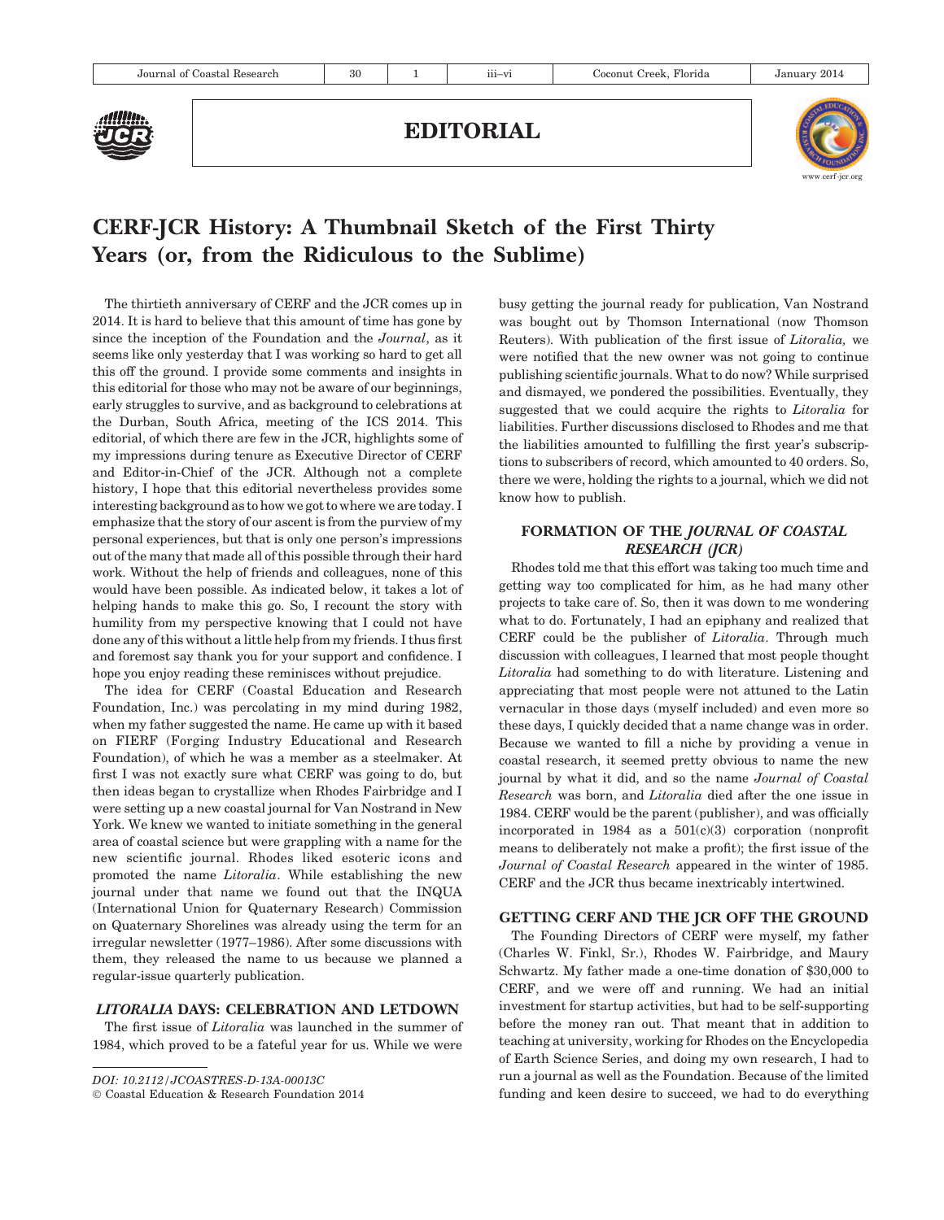EDITORIAL

# CERF-JCR History: A Thumbnail Sketch of the First Thirty Years (or, from the Ridiculous to the Sublime)

The thirtieth anniversary of CERF and the JCR comes up in 2014. It is hard to believe that this amount of time has gone by since the inception of the Foundation and the *Journal*, as it seems like only yesterday that I was working so hard to get all this off the ground. I provide some comments and insights in this editorial for those who may not be aware of our beginnings, early struggles to survive, and as background to celebrations at the Durban, South Africa, meeting of the ICS 2014. This editorial, of which there are few in the JCR, highlights some of my impressions during tenure as Executive Director of CERF and Editor-in-Chief of the JCR. Although not a complete history, I hope that this editorial nevertheless provides some interesting background as to how we got to where we are today. I emphasize that the story of our ascent is from the purview of my personal experiences, but that is only one person's impressions out of the many that made all of this possible through their hard work. Without the help of friends and colleagues, none of this would have been possible. As indicated below, it takes a lot of helping hands to make this go. So, I recount the story with humility from my perspective knowing that I could not have done any of this without a little help from my friends. I thus first and foremost say thank you for your support and confidence. I hope you enjoy reading these reminisces without prejudice.

The idea for CERF (Coastal Education and Research Foundation, Inc.) was percolating in my mind during 1982, when my father suggested the name. He came up with it based on FIERF (Forging Industry Educational and Research Foundation), of which he was a member as a steelmaker. At first I was not exactly sure what CERF was going to do, but then ideas began to crystallize when Rhodes Fairbridge and I were setting up a new coastal journal for Van Nostrand in New York. We knew we wanted to initiate something in the general area of coastal science but were grappling with a name for the new scientific journal. Rhodes liked esoteric icons and promoted the name *Litoralia*. While establishing the new journal under that name we found out that the INQUA (International Union for Quaternary Research) Commission on Quaternary Shorelines was already using the term for an irregular newsletter (1977–1986). After some discussions with them, they released the name to us because we planned a regular-issue quarterly publication.

## *LITORALIA* DAYS: CELEBRATION AND LETDOWN

The first issue of *Litoralia* was launched in the summer of 1984, which proved to be a fateful year for us. While we were busy getting the journal ready for publication, Van Nostrand was bought out by Thomson International (now Thomson Reuters). With publication of the first issue of *Litoralia,* we were notified that the new owner was not going to continue publishing scientific journals. What to do now? While surprised and dismayed, we pondered the possibilities. Eventually, they suggested that we could acquire the rights to *Litoralia* for liabilities. Further discussions disclosed to Rhodes and me that the liabilities amounted to fulfilling the first year's subscriptions to subscribers of record, which amounted to 40 orders. So, there we were, holding the rights to a journal, which we did not know how to publish.

## FORMATION OF THE *JOURNAL OF COASTAL RESEARCH (JCR)*

Rhodes told me that this effort was taking too much time and getting way too complicated for him, as he had many other projects to take care of. So, then it was down to me wondering what to do. Fortunately, I had an epiphany and realized that CERF could be the publisher of *Litoralia*. Through much discussion with colleagues, I learned that most people thought *Litoralia* had something to do with literature. Listening and appreciating that most people were not attuned to the Latin vernacular in those days (myself included) and even more so these days, I quickly decided that a name change was in order. Because we wanted to fill a niche by providing a venue in coastal research, it seemed pretty obvious to name the new journal by what it did, and so the name *Journal of Coastal Research* was born, and *Litoralia* died after the one issue in 1984. CERF would be the parent (publisher), and was officially incorporated in 1984 as a 501(c)(3) corporation (nonprofit means to deliberately not make a profit); the first issue of the *Journal of Coastal Research* appeared in the winter of 1985. CERF and the JCR thus became inextricably intertwined.

## GETTING CERF AND THE JCR OFF THE GROUND

The Founding Directors of CERF were myself, my father (Charles W. Finkl, Sr.), Rhodes W. Fairbridge, and Maury Schwartz. My father made a one-time donation of $30,000 to CERF, and we were off and running. We had an initial investment for startup activities, but had to be self-supporting before the money ran out. That meant that in addition to teaching at university, working for Rhodes on the Encyclopedia of Earth Science Series, and doing my own research, I had to run a journal as well as the Foundation. Because of the limited funding and keen desire to succeed, we had to do everything

*DOI: 10.2112/JCOASTRES-D-13A-00013C*
© Coastal Education & Research Foundation 2014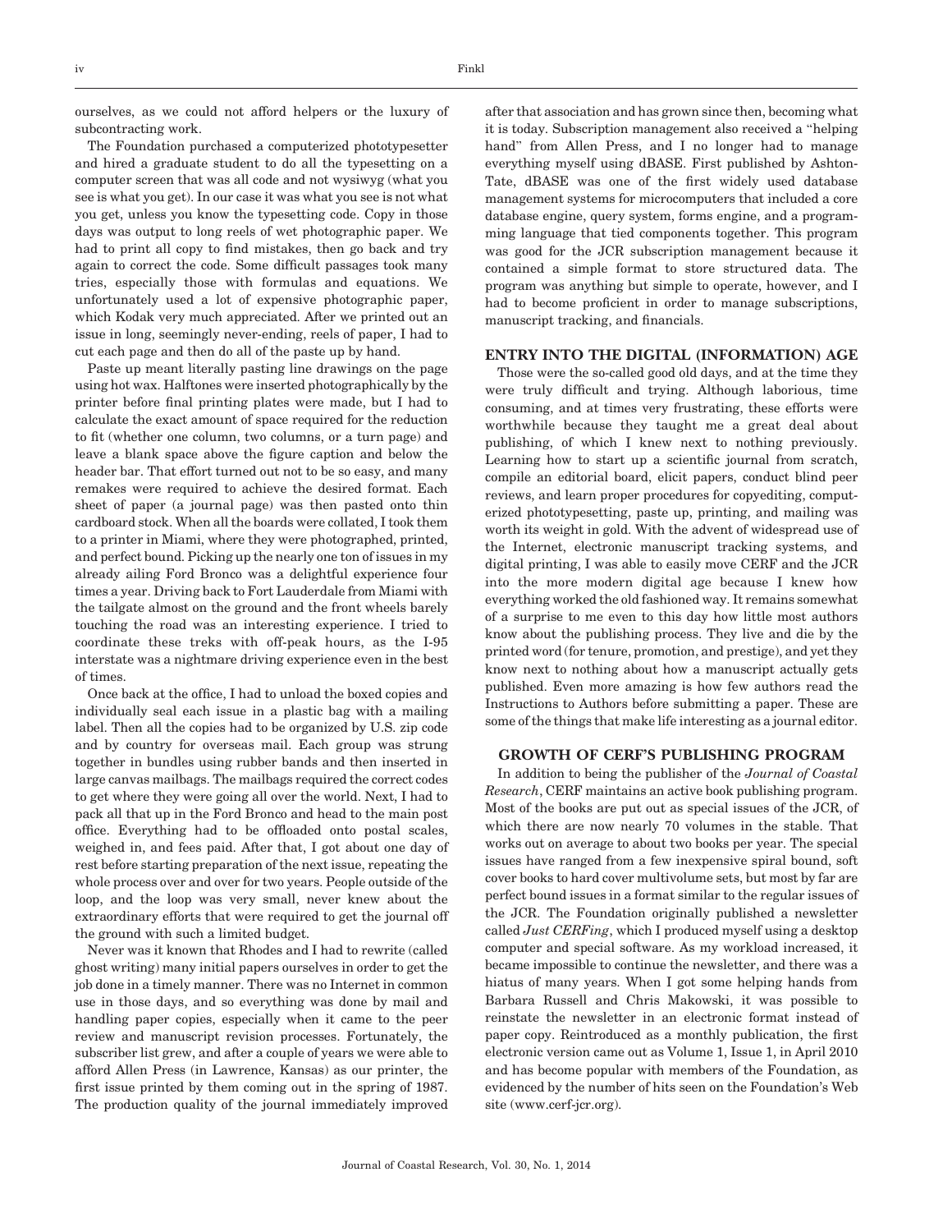ourselves, as we could not afford helpers or the luxury of subcontracting work.

The Foundation purchased a computerized phototypesetter and hired a graduate student to do all the typesetting on a computer screen that was all code and not wysiwyg (what you see is what you get). In our case it was what you see is not what you get, unless you know the typesetting code. Copy in those days was output to long reels of wet photographic paper. We had to print all copy to find mistakes, then go back and try again to correct the code. Some difficult passages took many tries, especially those with formulas and equations. We unfortunately used a lot of expensive photographic paper, which Kodak very much appreciated. After we printed out an issue in long, seemingly never-ending, reels of paper, I had to cut each page and then do all of the paste up by hand.

Paste up meant literally pasting line drawings on the page using hot wax. Halftones were inserted photographically by the printer before final printing plates were made, but I had to calculate the exact amount of space required for the reduction to fit (whether one column, two columns, or a turn page) and leave a blank space above the figure caption and below the header bar. That effort turned out not to be so easy, and many remakes were required to achieve the desired format. Each sheet of paper (a journal page) was then pasted onto thin cardboard stock. When all the boards were collated, I took them to a printer in Miami, where they were photographed, printed, and perfect bound. Picking up the nearly one ton of issues in my already ailing Ford Bronco was a delightful experience four times a year. Driving back to Fort Lauderdale from Miami with the tailgate almost on the ground and the front wheels barely touching the road was an interesting experience. I tried to coordinate these treks with off-peak hours, as the I-95 interstate was a nightmare driving experience even in the best of times.

Once back at the office, I had to unload the boxed copies and individually seal each issue in a plastic bag with a mailing label. Then all the copies had to be organized by U.S. zip code and by country for overseas mail. Each group was strung together in bundles using rubber bands and then inserted in large canvas mailbags. The mailbags required the correct codes to get where they were going all over the world. Next, I had to pack all that up in the Ford Bronco and head to the main post office. Everything had to be offloaded onto postal scales, weighed in, and fees paid. After that, I got about one day of rest before starting preparation of the next issue, repeating the whole process over and over for two years. People outside of the loop, and the loop was very small, never knew about the extraordinary efforts that were required to get the journal off the ground with such a limited budget.

Never was it known that Rhodes and I had to rewrite (called ghost writing) many initial papers ourselves in order to get the job done in a timely manner. There was no Internet in common use in those days, and so everything was done by mail and handling paper copies, especially when it came to the peer review and manuscript revision processes. Fortunately, the subscriber list grew, and after a couple of years we were able to afford Allen Press (in Lawrence, Kansas) as our printer, the first issue printed by them coming out in the spring of 1987. The production quality of the journal immediately improved after that association and has grown since then, becoming what it is today. Subscription management also received a "helping hand" from Allen Press, and I no longer had to manage everything myself using dBASE. First published by Ashton-Tate, dBASE was one of the first widely used database management systems for microcomputers that included a core database engine, query system, forms engine, and a programming language that tied components together. This program was good for the JCR subscription management because it contained a simple format to store structured data. The program was anything but simple to operate, however, and I had to become proficient in order to manage subscriptions, manuscript tracking, and financials.

## ENTRY INTO THE DIGITAL (INFORMATION) AGE

Those were the so-called good old days, and at the time they were truly difficult and trying. Although laborious, time consuming, and at times very frustrating, these efforts were worthwhile because they taught me a great deal about publishing, of which I knew next to nothing previously. Learning how to start up a scientific journal from scratch, compile an editorial board, elicit papers, conduct blind peer reviews, and learn proper procedures for copyediting, computerized phototypesetting, paste up, printing, and mailing was worth its weight in gold. With the advent of widespread use of the Internet, electronic manuscript tracking systems, and digital printing, I was able to easily move CERF and the JCR into the more modern digital age because I knew how everything worked the old fashioned way. It remains somewhat of a surprise to me even to this day how little most authors know about the publishing process. They live and die by the printed word (for tenure, promotion, and prestige), and yet they know next to nothing about how a manuscript actually gets published. Even more amazing is how few authors read the Instructions to Authors before submitting a paper. These are some of the things that make life interesting as a journal editor.

## GROWTH OF CERF'S PUBLISHING PROGRAM

In addition to being the publisher of the *Journal of Coastal Research*, CERF maintains an active book publishing program. Most of the books are put out as special issues of the JCR, of which there are now nearly 70 volumes in the stable. That works out on average to about two books per year. The special issues have ranged from a few inexpensive spiral bound, soft cover books to hard cover multivolume sets, but most by far are perfect bound issues in a format similar to the regular issues of the JCR. The Foundation originally published a newsletter called *Just CERFing*, which I produced myself using a desktop computer and special software. As my workload increased, it became impossible to continue the newsletter, and there was a hiatus of many years. When I got some helping hands from Barbara Russell and Chris Makowski, it was possible to reinstate the newsletter in an electronic format instead of paper copy. Reintroduced as a monthly publication, the first electronic version came out as Volume 1, Issue 1, in April 2010 and has become popular with members of the Foundation, as evidenced by the number of hits seen on the Foundation's Web site (www.cerf-jcr.org).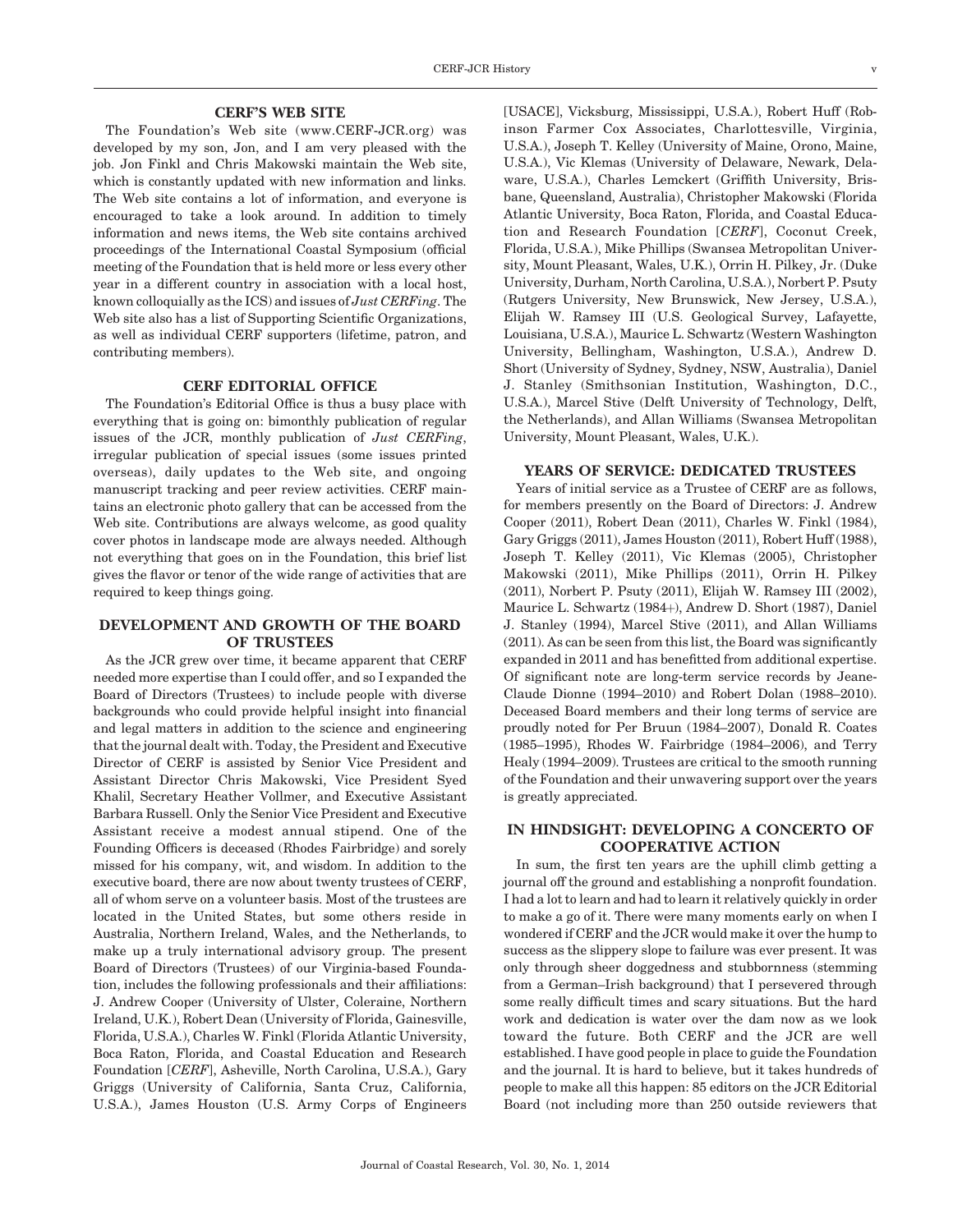## CERF'S WEB SITE

The Foundation's Web site (www.CERF-JCR.org) was developed by my son, Jon, and I am very pleased with the job. Jon Finkl and Chris Makowski maintain the Web site, which is constantly updated with new information and links. The Web site contains a lot of information, and everyone is encouraged to take a look around. In addition to timely information and news items, the Web site contains archived proceedings of the International Coastal Symposium (official meeting of the Foundation that is held more or less every other year in a different country in association with a local host, known colloquially as the ICS) and issues of *Just CERFing*. The Web site also has a list of Supporting Scientific Organizations, as well as individual CERF supporters (lifetime, patron, and contributing members).

## CERF EDITORIAL OFFICE

The Foundation's Editorial Office is thus a busy place with everything that is going on: bimonthly publication of regular issues of the JCR, monthly publication of *Just CERFing*, irregular publication of special issues (some issues printed overseas), daily updates to the Web site, and ongoing manuscript tracking and peer review activities. CERF maintains an electronic photo gallery that can be accessed from the Web site. Contributions are always welcome, as good quality cover photos in landscape mode are always needed. Although not everything that goes on in the Foundation, this brief list gives the flavor or tenor of the wide range of activities that are required to keep things going.

## DEVELOPMENT AND GROWTH OF THE BOARD OF TRUSTEES

As the JCR grew over time, it became apparent that CERF needed more expertise than I could offer, and so I expanded the Board of Directors (Trustees) to include people with diverse backgrounds who could provide helpful insight into financial and legal matters in addition to the science and engineering that the journal dealt with. Today, the President and Executive Director of CERF is assisted by Senior Vice President and Assistant Director Chris Makowski, Vice President Syed Khalil, Secretary Heather Vollmer, and Executive Assistant Barbara Russell. Only the Senior Vice President and Executive Assistant receive a modest annual stipend. One of the Founding Officers is deceased (Rhodes Fairbridge) and sorely missed for his company, wit, and wisdom. In addition to the executive board, there are now about twenty trustees of CERF, all of whom serve on a volunteer basis. Most of the trustees are located in the United States, but some others reside in Australia, Northern Ireland, Wales, and the Netherlands, to make up a truly international advisory group. The present Board of Directors (Trustees) of our Virginia-based Foundation, includes the following professionals and their affiliations: J. Andrew Cooper (University of Ulster, Coleraine, Northern Ireland, U.K.), Robert Dean (University of Florida, Gainesville, Florida, U.S.A.), Charles W. Finkl (Florida Atlantic University, Boca Raton, Florida, and Coastal Education and Research Foundation [*CERF*], Asheville, North Carolina, U.S.A.), Gary Griggs (University of California, Santa Cruz, California, U.S.A.), James Houston (U.S. Army Corps of Engineers [USACE], Vicksburg, Mississippi, U.S.A.), Robert Huff (Robinson Farmer Cox Associates, Charlottesville, Virginia, U.S.A.), Joseph T. Kelley (University of Maine, Orono, Maine, U.S.A.), Vic Klemas (University of Delaware, Newark, Delaware, U.S.A.), Charles Lemckert (Griffith University, Brisbane, Queensland, Australia), Christopher Makowski (Florida Atlantic University, Boca Raton, Florida, and Coastal Education and Research Foundation [*CERF*], Coconut Creek, Florida, U.S.A.), Mike Phillips (Swansea Metropolitan University, Mount Pleasant, Wales, U.K.), Orrin H. Pilkey, Jr. (Duke University, Durham, North Carolina, U.S.A.), Norbert P. Psuty (Rutgers University, New Brunswick, New Jersey, U.S.A.), Elijah W. Ramsey III (U.S. Geological Survey, Lafayette, Louisiana, U.S.A.), Maurice L. Schwartz (Western Washington University, Bellingham, Washington, U.S.A.), Andrew D. Short (University of Sydney, Sydney, NSW, Australia), Daniel J. Stanley (Smithsonian Institution, Washington, D.C., U.S.A.), Marcel Stive (Delft University of Technology, Delft, the Netherlands), and Allan Williams (Swansea Metropolitan University, Mount Pleasant, Wales, U.K.).

## YEARS OF SERVICE: DEDICATED TRUSTEES

Years of initial service as a Trustee of CERF are as follows, for members presently on the Board of Directors: J. Andrew Cooper (2011), Robert Dean (2011), Charles W. Finkl (1984), Gary Griggs (2011), James Houston (2011), Robert Huff (1988), Joseph T. Kelley (2011), Vic Klemas (2005), Christopher Makowski (2011), Mike Phillips (2011), Orrin H. Pilkey (2011), Norbert P. Psuty (2011), Elijah W. Ramsey III (2002), Maurice L. Schwartz (1984+), Andrew D. Short (1987), Daniel J. Stanley (1994), Marcel Stive (2011), and Allan Williams (2011). As can be seen from this list, the Board was significantly expanded in 2011 and has benefitted from additional expertise. Of significant note are long-term service records by Jeane-Claude Dionne (1994–2010) and Robert Dolan (1988–2010). Deceased Board members and their long terms of service are proudly noted for Per Bruun (1984–2007), Donald R. Coates (1985–1995), Rhodes W. Fairbridge (1984–2006), and Terry Healy (1994–2009). Trustees are critical to the smooth running of the Foundation and their unwavering support over the years is greatly appreciated.

## IN HINDSIGHT: DEVELOPING A CONCERTO OF COOPERATIVE ACTION

In sum, the first ten years are the uphill climb getting a journal off the ground and establishing a nonprofit foundation. I had a lot to learn and had to learn it relatively quickly in order to make a go of it. There were many moments early on when I wondered if CERF and the JCR would make it over the hump to success as the slippery slope to failure was ever present. It was only through sheer doggedness and stubbornness (stemming from a German–Irish background) that I persevered through some really difficult times and scary situations. But the hard work and dedication is water over the dam now as we look toward the future. Both CERF and the JCR are well established. I have good people in place to guide the Foundation and the journal. It is hard to believe, but it takes hundreds of people to make all this happen: 85 editors on the JCR Editorial Board (not including more than 250 outside reviewers that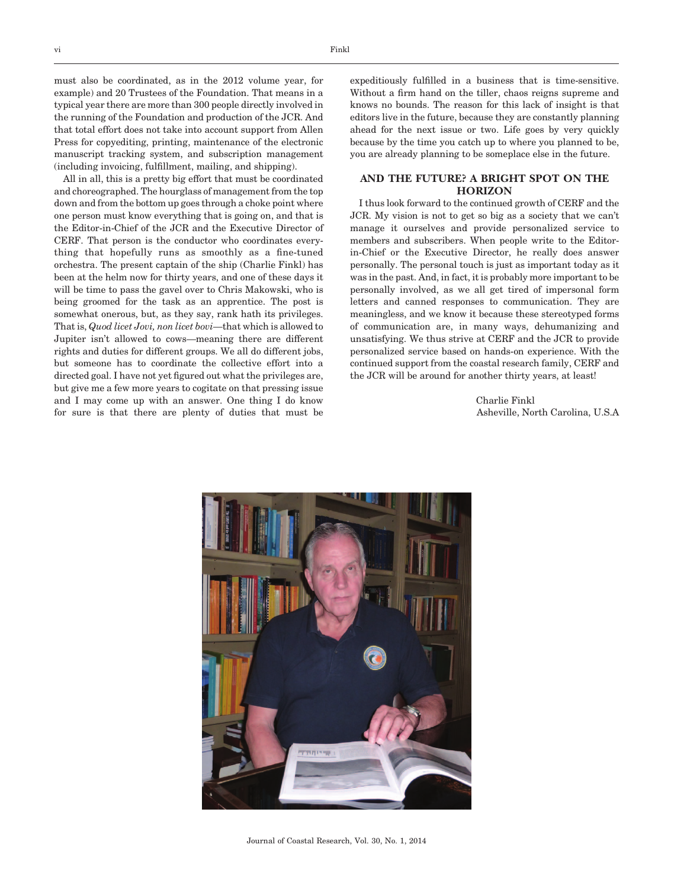must also be coordinated, as in the 2012 volume year, for example) and 20 Trustees of the Foundation. That means in a typical year there are more than 300 people directly involved in the running of the Foundation and production of the JCR. And that total effort does not take into account support from Allen Press for copyediting, printing, maintenance of the electronic manuscript tracking system, and subscription management (including invoicing, fulfillment, mailing, and shipping).

All in all, this is a pretty big effort that must be coordinated and choreographed. The hourglass of management from the top down and from the bottom up goes through a choke point where one person must know everything that is going on, and that is the Editor-in-Chief of the JCR and the Executive Director of CERF. That person is the conductor who coordinates everything that hopefully runs as smoothly as a fine-tuned orchestra. The present captain of the ship (Charlie Finkl) has been at the helm now for thirty years, and one of these days it will be time to pass the gavel over to Chris Makowski, who is being groomed for the task as an apprentice. The post is somewhat onerous, but, as they say, rank hath its privileges. That is, *Quod licet Jovi, non licet bovi*—that which is allowed to Jupiter isn't allowed to cows—meaning there are different rights and duties for different groups. We all do different jobs, but someone has to coordinate the collective effort into a directed goal. I have not yet figured out what the privileges are, but give me a few more years to cogitate on that pressing issue and I may come up with an answer. One thing I do know for sure is that there are plenty of duties that must be expeditiously fulfilled in a business that is time-sensitive. Without a firm hand on the tiller, chaos reigns supreme and knows no bounds. The reason for this lack of insight is that editors live in the future, because they are constantly planning ahead for the next issue or two. Life goes by very quickly because by the time you catch up to where you planned to be, you are already planning to be someplace else in the future.

## AND THE FUTURE? A BRIGHT SPOT ON THE HORIZON

I thus look forward to the continued growth of CERF and the JCR. My vision is not to get so big as a society that we can't manage it ourselves and provide personalized service to members and subscribers. When people write to the Editor-in-Chief or the Executive Director, he really does answer personally. The personal touch is just as important today as it was in the past. And, in fact, it is probably more important to be personally involved, as we all get tired of impersonal form letters and canned responses to communication. They are meaningless, and we know it because these stereotyped forms of communication are, in many ways, dehumanizing and unsatisfying. We thus strive at CERF and the JCR to provide personalized service based on hands-on experience. With the continued support from the coastal research family, CERF and the JCR will be around for another thirty years, at least!

Charlie Finkl
Asheville, North Carolina, U.S.A